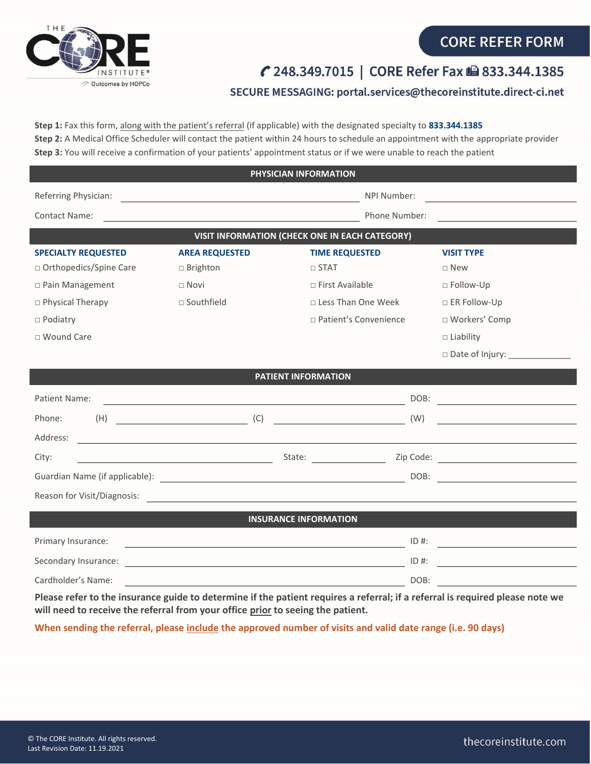THE CORE INSTITUTE®
Outcomes by HOPCo

# CORE REFER FORM

248.349.7015 | CORE Refer Fax 833.344.1385

SECURE MESSAGING: portal.services@thecoreinstitute.direct-ci.net

**Step 1:** Fax this form, along with the patient's referral (if applicable) with the designated specialty to **833.344.1385**
**Step 2:** A Medical Office Scheduler will contact the patient within 24 hours to schedule an appointment with the appropriate provider
**Step 3:** You will receive a confirmation of your patients' appointment status or if we were unable to reach the patient

## PHYSICIAN INFORMATION

Referring Physician: ______________________ NPI Number: ______________________

Contact Name: ______________________ Phone Number: ______________________

## VISIT INFORMATION (CHECK ONE IN EACH CATEGORY)

| SPECIALTY REQUESTED | AREA REQUESTED | TIME REQUESTED | VISIT TYPE |
|---|---|---|---|
| □ Orthopedics/Spine Care | □ Brighton | □ STAT | □ New |
| □ Pain Management | □ Novi | □ First Available | □ Follow-Up |
| □ Physical Therapy | □ Southfield | □ Less Than One Week | □ ER Follow-Up |
| □ Podiatry | | □ Patient's Convenience | □ Workers' Comp |
| □ Wound Care | | | □ Liability |
| | | | □ Date of Injury: _____________ |

## PATIENT INFORMATION

Patient Name: ______________________ DOB: ______________________

Phone: (H) ______________ (C) ______________ (W) ______________

Address: ______________________

City: ______________ State: ______________ Zip Code: ______________

Guardian Name (if applicable): ______________________ DOB: ______________________

Reason for Visit/Diagnosis: ______________________

## INSURANCE INFORMATION

Primary Insurance: ______________________ ID #: ______________________

Secondary Insurance: ______________________ ID #: ______________________

Cardholder's Name: ______________________ DOB: ______________________

**Please refer to the insurance guide to determine if the patient requires a referral; if a referral is required please note we will need to receive the referral from your office prior to seeing the patient.**

**When sending the referral, please include the approved number of visits and valid date range (i.e. 90 days)**

© The CORE Institute. All rights reserved.
Last Revision Date: 11.19.2021

thecoreinstitute.com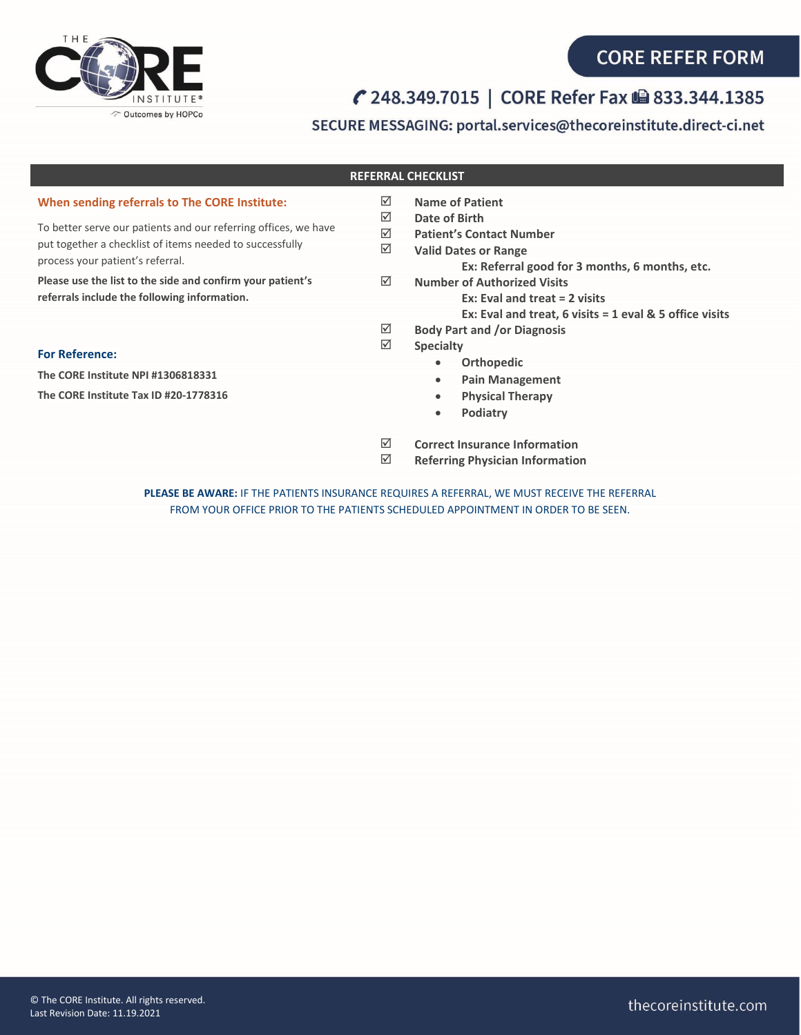# CORE REFER FORM

248.349.7015 | CORE Refer Fax 833.344.1385

SECURE MESSAGING: portal.services@thecoreinstitute.direct-ci.net

## REFERRAL CHECKLIST

**When sending referrals to The CORE Institute:**

To better serve our patients and our referring offices, we have put together a checklist of items needed to successfully process your patient's referral.

**Please use the list to the side and confirm your patient's referrals include the following information.**

**For Reference:**

**The CORE Institute NPI #1306818331**

**The CORE Institute Tax ID #20-1778316**

- ☑ **Name of Patient**
- ☑ **Date of Birth**
- ☑ **Patient's Contact Number**
- ☑ **Valid Dates or Range**
  - **Ex: Referral good for 3 months, 6 months, etc.**
- ☑ **Number of Authorized Visits**
  - **Ex: Eval and treat = 2 visits**
  - **Ex: Eval and treat, 6 visits = 1 eval & 5 office visits**
- ☑ **Body Part and /or Diagnosis**
- ☑ **Specialty**
  - **Orthopedic**
  - **Pain Management**
  - **Physical Therapy**
  - **Podiatry**
- ☑ **Correct Insurance Information**
- ☑ **Referring Physician Information**

**PLEASE BE AWARE:** IF THE PATIENTS INSURANCE REQUIRES A REFERRAL, WE MUST RECEIVE THE REFERRAL FROM YOUR OFFICE PRIOR TO THE PATIENTS SCHEDULED APPOINTMENT IN ORDER TO BE SEEN.

© The CORE Institute. All rights reserved.
Last Revision Date: 11.19.2021

thecoreinstitute.com